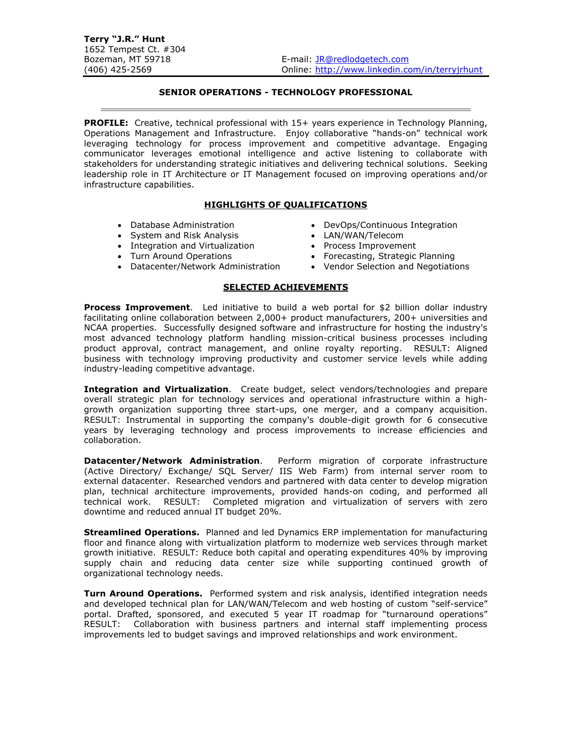**Terry "J.R." Hunt**
1652 Tempest Ct. #304
Bozeman, MT 59718
(406) 425-2569

E-mail: JR@redlodgetech.com
Online: http://www.linkedin.com/in/terryjrhunt

## SENIOR OPERATIONS - TECHNOLOGY PROFESSIONAL

**PROFILE:** Creative, technical professional with 15+ years experience in Technology Planning, Operations Management and Infrastructure. Enjoy collaborative "hands-on" technical work leveraging technology for process improvement and competitive advantage. Engaging communicator leverages emotional intelligence and active listening to collaborate with stakeholders for understanding strategic initiatives and delivering technical solutions. Seeking leadership role in IT Architecture or IT Management focused on improving operations and/or infrastructure capabilities.

## HIGHLIGHTS OF QUALIFICATIONS

- Database Administration
- System and Risk Analysis
- Integration and Virtualization
- Turn Around Operations
- Datacenter/Network Administration
- DevOps/Continuous Integration
- LAN/WAN/Telecom
- Process Improvement
- Forecasting, Strategic Planning
- Vendor Selection and Negotiations

## SELECTED ACHIEVEMENTS

**Process Improvement**. Led initiative to build a web portal for $2 billion dollar industry facilitating online collaboration between 2,000+ product manufacturers, 200+ universities and NCAA properties. Successfully designed software and infrastructure for hosting the industry's most advanced technology platform handling mission-critical business processes including product approval, contract management, and online royalty reporting. RESULT: Aligned business with technology improving productivity and customer service levels while adding industry-leading competitive advantage.

**Integration and Virtualization**. Create budget, select vendors/technologies and prepare overall strategic plan for technology services and operational infrastructure within a high-growth organization supporting three start-ups, one merger, and a company acquisition. RESULT: Instrumental in supporting the company's double-digit growth for 6 consecutive years by leveraging technology and process improvements to increase efficiencies and collaboration.

**Datacenter/Network Administration**. Perform migration of corporate infrastructure (Active Directory/ Exchange/ SQL Server/ IIS Web Farm) from internal server room to external datacenter. Researched vendors and partnered with data center to develop migration plan, technical architecture improvements, provided hands-on coding, and performed all technical work. RESULT: Completed migration and virtualization of servers with zero downtime and reduced annual IT budget 20%.

**Streamlined Operations.** Planned and led Dynamics ERP implementation for manufacturing floor and finance along with virtualization platform to modernize web services through market growth initiative. RESULT: Reduce both capital and operating expenditures 40% by improving supply chain and reducing data center size while supporting continued growth of organizational technology needs.

**Turn Around Operations.** Performed system and risk analysis, identified integration needs and developed technical plan for LAN/WAN/Telecom and web hosting of custom "self-service" portal. Drafted, sponsored, and executed 5 year IT roadmap for "turnaround operations" RESULT: Collaboration with business partners and internal staff implementing process improvements led to budget savings and improved relationships and work environment.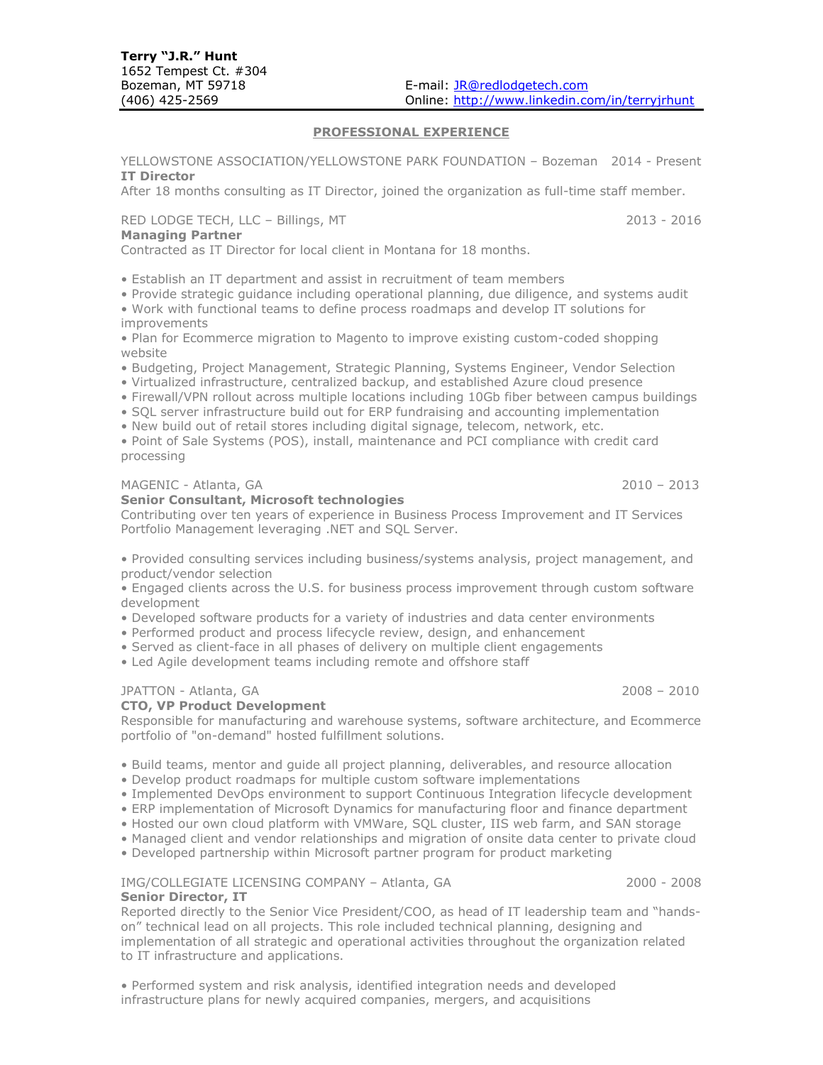**Terry "J.R." Hunt**
1652 Tempest Ct. #304
Bozeman, MT 59718
(406) 425-2569

E-mail: JR@redlodgetech.com
Online: http://www.linkedin.com/in/terryjrhunt

## PROFESSIONAL EXPERIENCE

YELLOWSTONE ASSOCIATION/YELLOWSTONE PARK FOUNDATION – Bozeman 2014 - Present
**IT Director**
After 18 months consulting as IT Director, joined the organization as full-time staff member.

RED LODGE TECH, LLC – Billings, MT 2013 - 2016
**Managing Partner**
Contracted as IT Director for local client in Montana for 18 months.

- Establish an IT department and assist in recruitment of team members
- Provide strategic guidance including operational planning, due diligence, and systems audit
- Work with functional teams to define process roadmaps and develop IT solutions for improvements
- Plan for Ecommerce migration to Magento to improve existing custom-coded shopping website
- Budgeting, Project Management, Strategic Planning, Systems Engineer, Vendor Selection
- Virtualized infrastructure, centralized backup, and established Azure cloud presence
- Firewall/VPN rollout across multiple locations including 10Gb fiber between campus buildings
- SQL server infrastructure build out for ERP fundraising and accounting implementation
- New build out of retail stores including digital signage, telecom, network, etc.
- Point of Sale Systems (POS), install, maintenance and PCI compliance with credit card processing

MAGENIC - Atlanta, GA 2010 – 2013
**Senior Consultant, Microsoft technologies**
Contributing over ten years of experience in Business Process Improvement and IT Services Portfolio Management leveraging .NET and SQL Server.

- Provided consulting services including business/systems analysis, project management, and product/vendor selection
- Engaged clients across the U.S. for business process improvement through custom software development
- Developed software products for a variety of industries and data center environments
- Performed product and process lifecycle review, design, and enhancement
- Served as client-face in all phases of delivery on multiple client engagements
- Led Agile development teams including remote and offshore staff

JPATTON - Atlanta, GA 2008 – 2010
**CTO, VP Product Development**
Responsible for manufacturing and warehouse systems, software architecture, and Ecommerce portfolio of "on-demand" hosted fulfillment solutions.

- Build teams, mentor and guide all project planning, deliverables, and resource allocation
- Develop product roadmaps for multiple custom software implementations
- Implemented DevOps environment to support Continuous Integration lifecycle development
- ERP implementation of Microsoft Dynamics for manufacturing floor and finance department
- Hosted our own cloud platform with VMWare, SQL cluster, IIS web farm, and SAN storage
- Managed client and vendor relationships and migration of onsite data center to private cloud
- Developed partnership within Microsoft partner program for product marketing

IMG/COLLEGIATE LICENSING COMPANY – Atlanta, GA 2000 - 2008
**Senior Director, IT**
Reported directly to the Senior Vice President/COO, as head of IT leadership team and "hands-on" technical lead on all projects. This role included technical planning, designing and implementation of all strategic and operational activities throughout the organization related to IT infrastructure and applications.

- Performed system and risk analysis, identified integration needs and developed infrastructure plans for newly acquired companies, mergers, and acquisitions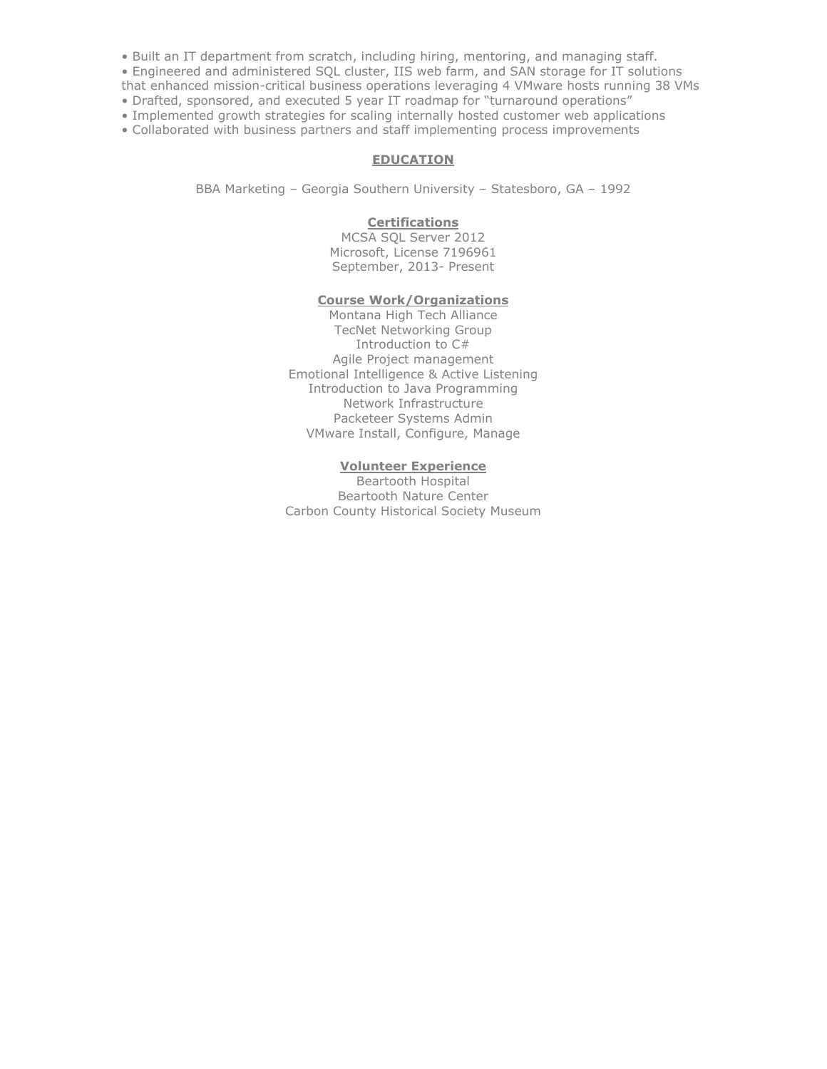- Built an IT department from scratch, including hiring, mentoring, and managing staff.
- Engineered and administered SQL cluster, IIS web farm, and SAN storage for IT solutions that enhanced mission-critical business operations leveraging 4 VMware hosts running 38 VMs
- Drafted, sponsored, and executed 5 year IT roadmap for "turnaround operations"
- Implemented growth strategies for scaling internally hosted customer web applications
- Collaborated with business partners and staff implementing process improvements

## EDUCATION

BBA Marketing – Georgia Southern University – Statesboro, GA – 1992

### Certifications

MCSA SQL Server 2012
Microsoft, License 7196961
September, 2013- Present

### Course Work/Organizations

Montana High Tech Alliance
TecNet Networking Group
Introduction to C#
Agile Project management
Emotional Intelligence & Active Listening
Introduction to Java Programming
Network Infrastructure
Packeteer Systems Admin
VMware Install, Configure, Manage

### Volunteer Experience

Beartooth Hospital
Beartooth Nature Center
Carbon County Historical Society Museum